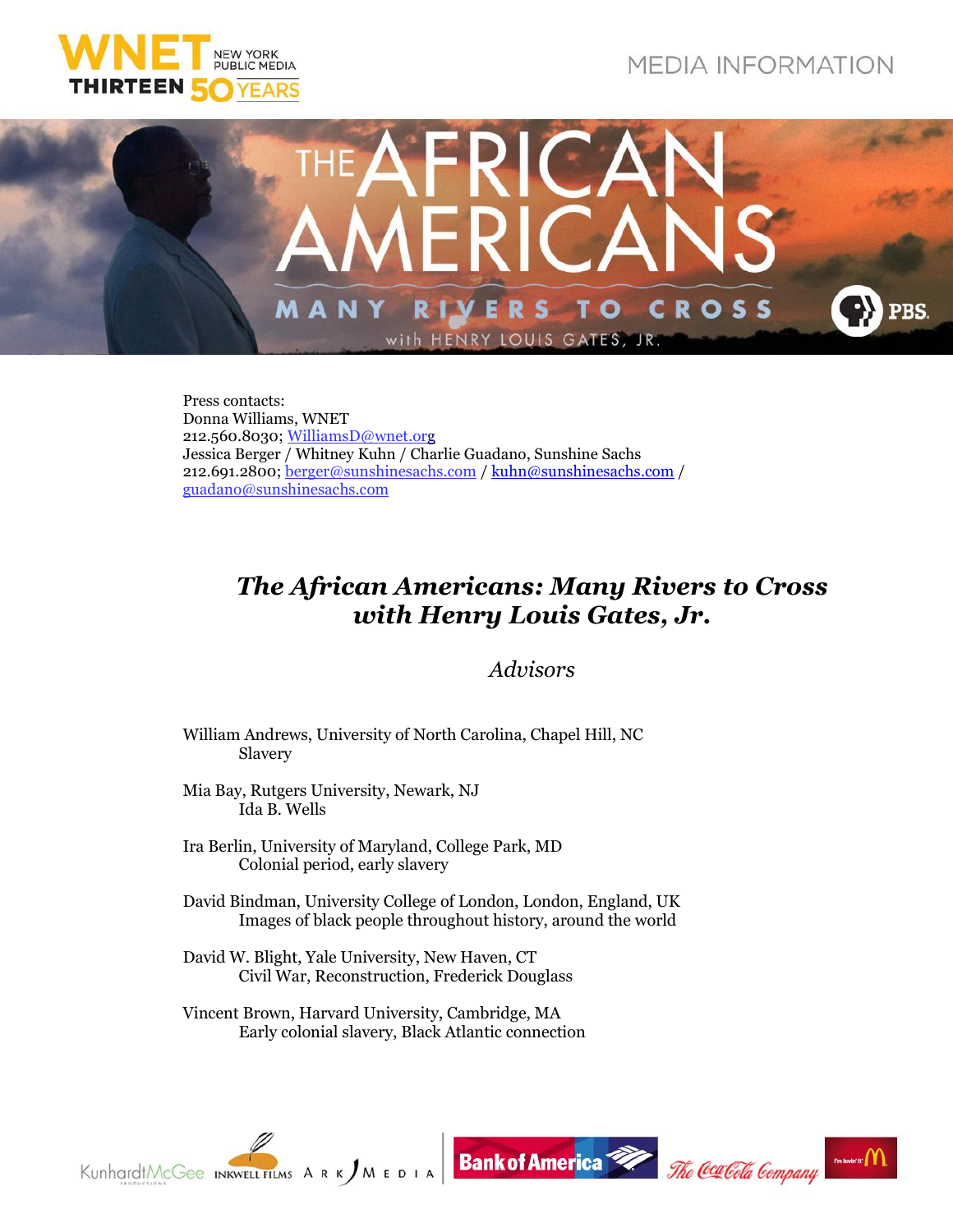MEDIA INFORMATION

Press contacts:
Donna Williams, WNET
212.560.8030; WilliamsD@wnet.org
Jessica Berger / Whitney Kuhn / Charlie Guadano, Sunshine Sachs
212.691.2800; berger@sunshinesachs.com / kuhn@sunshinesachs.com / guadano@sunshinesachs.com

# *The African Americans: Many Rivers to Cross with Henry Louis Gates, Jr.*

## *Advisors*

William Andrews, University of North Carolina, Chapel Hill, NC
Slavery

Mia Bay, Rutgers University, Newark, NJ
Ida B. Wells

Ira Berlin, University of Maryland, College Park, MD
Colonial period, early slavery

David Bindman, University College of London, London, England, UK
Images of black people throughout history, around the world

David W. Blight, Yale University, New Haven, CT
Civil War, Reconstruction, Frederick Douglass

Vincent Brown, Harvard University, Cambridge, MA
Early colonial slavery, Black Atlantic connection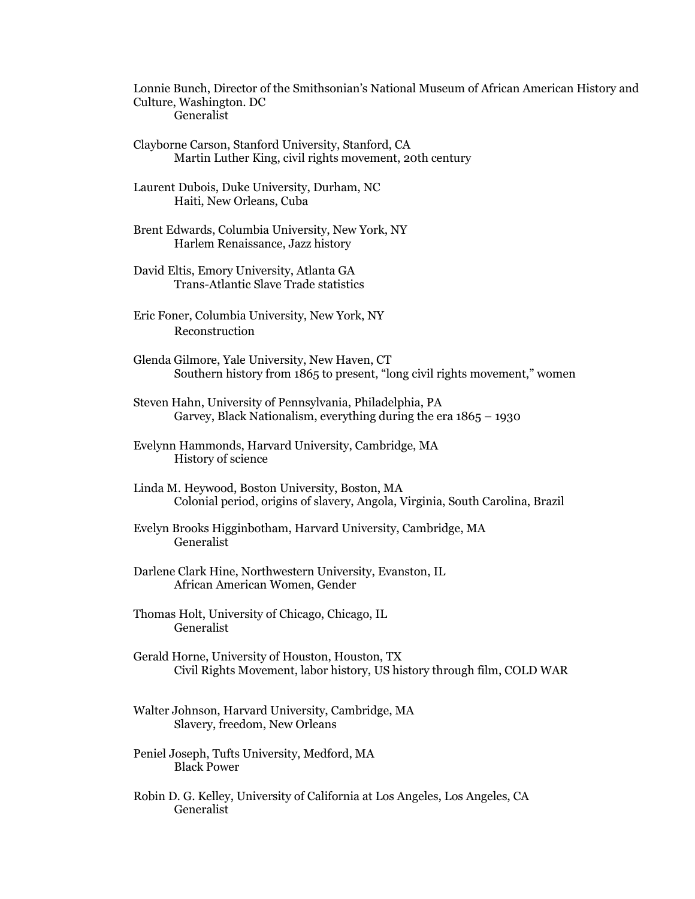Lonnie Bunch, Director of the Smithsonian's National Museum of African American History and Culture, Washington. DC
    Generalist

Clayborne Carson, Stanford University, Stanford, CA
    Martin Luther King, civil rights movement, 20th century

Laurent Dubois, Duke University, Durham, NC
    Haiti, New Orleans, Cuba

Brent Edwards, Columbia University, New York, NY
    Harlem Renaissance, Jazz history

David Eltis, Emory University, Atlanta GA
    Trans-Atlantic Slave Trade statistics

Eric Foner, Columbia University, New York, NY
    Reconstruction

Glenda Gilmore, Yale University, New Haven, CT
    Southern history from 1865 to present, "long civil rights movement," women

Steven Hahn, University of Pennsylvania, Philadelphia, PA
    Garvey, Black Nationalism, everything during the era 1865 – 1930

Evelynn Hammonds, Harvard University, Cambridge, MA
    History of science

Linda M. Heywood, Boston University, Boston, MA
    Colonial period, origins of slavery, Angola, Virginia, South Carolina, Brazil

Evelyn Brooks Higginbotham, Harvard University, Cambridge, MA
    Generalist

Darlene Clark Hine, Northwestern University, Evanston, IL
    African American Women, Gender

Thomas Holt, University of Chicago, Chicago, IL
    Generalist

Gerald Horne, University of Houston, Houston, TX
    Civil Rights Movement, labor history, US history through film, COLD WAR

Walter Johnson, Harvard University, Cambridge, MA
    Slavery, freedom, New Orleans

Peniel Joseph, Tufts University, Medford, MA
    Black Power

Robin D. G. Kelley, University of California at Los Angeles, Los Angeles, CA
    Generalist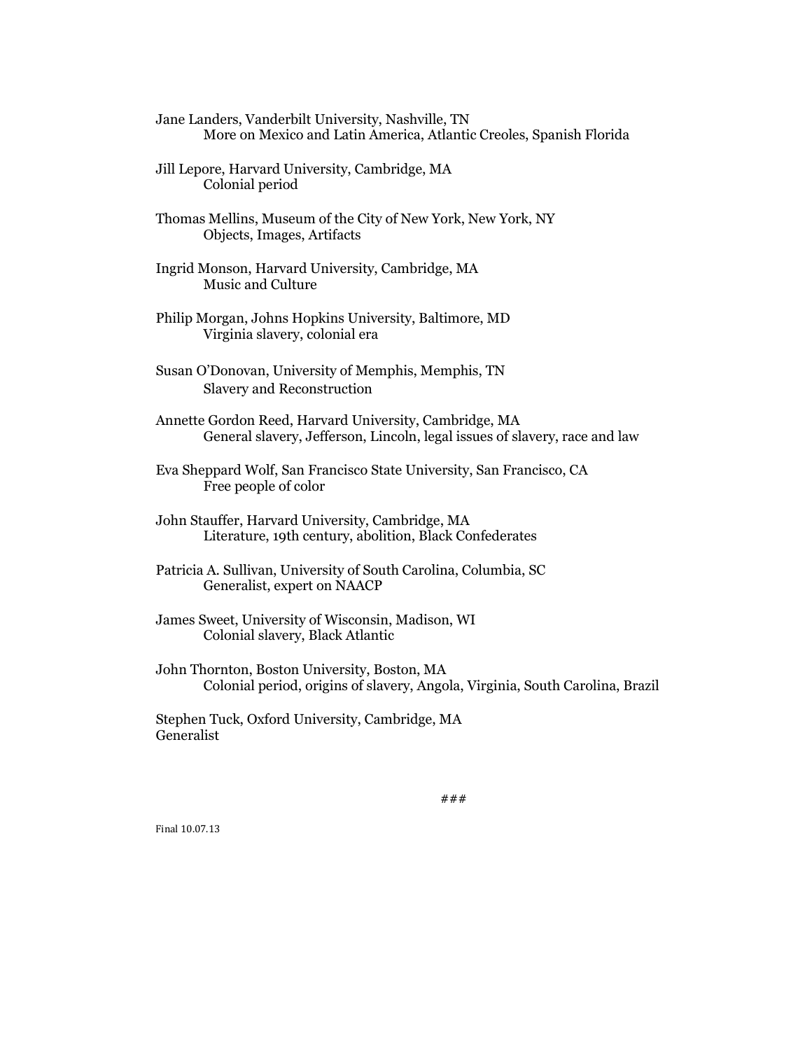Jane Landers, Vanderbilt University, Nashville, TN
More on Mexico and Latin America, Atlantic Creoles, Spanish Florida

Jill Lepore, Harvard University, Cambridge, MA
Colonial period

Thomas Mellins, Museum of the City of New York, New York, NY
Objects, Images, Artifacts

Ingrid Monson, Harvard University, Cambridge, MA
Music and Culture

Philip Morgan, Johns Hopkins University, Baltimore, MD
Virginia slavery, colonial era

Susan O'Donovan, University of Memphis, Memphis, TN
Slavery and Reconstruction

Annette Gordon Reed, Harvard University, Cambridge, MA
General slavery, Jefferson, Lincoln, legal issues of slavery, race and law

Eva Sheppard Wolf, San Francisco State University, San Francisco, CA
Free people of color

John Stauffer, Harvard University, Cambridge, MA
Literature, 19th century, abolition, Black Confederates

Patricia A. Sullivan, University of South Carolina, Columbia, SC
Generalist, expert on NAACP

James Sweet, University of Wisconsin, Madison, WI
Colonial slavery, Black Atlantic

John Thornton, Boston University, Boston, MA
Colonial period, origins of slavery, Angola, Virginia, South Carolina, Brazil

Stephen Tuck, Oxford University, Cambridge, MA
Generalist

###

Final 10.07.13